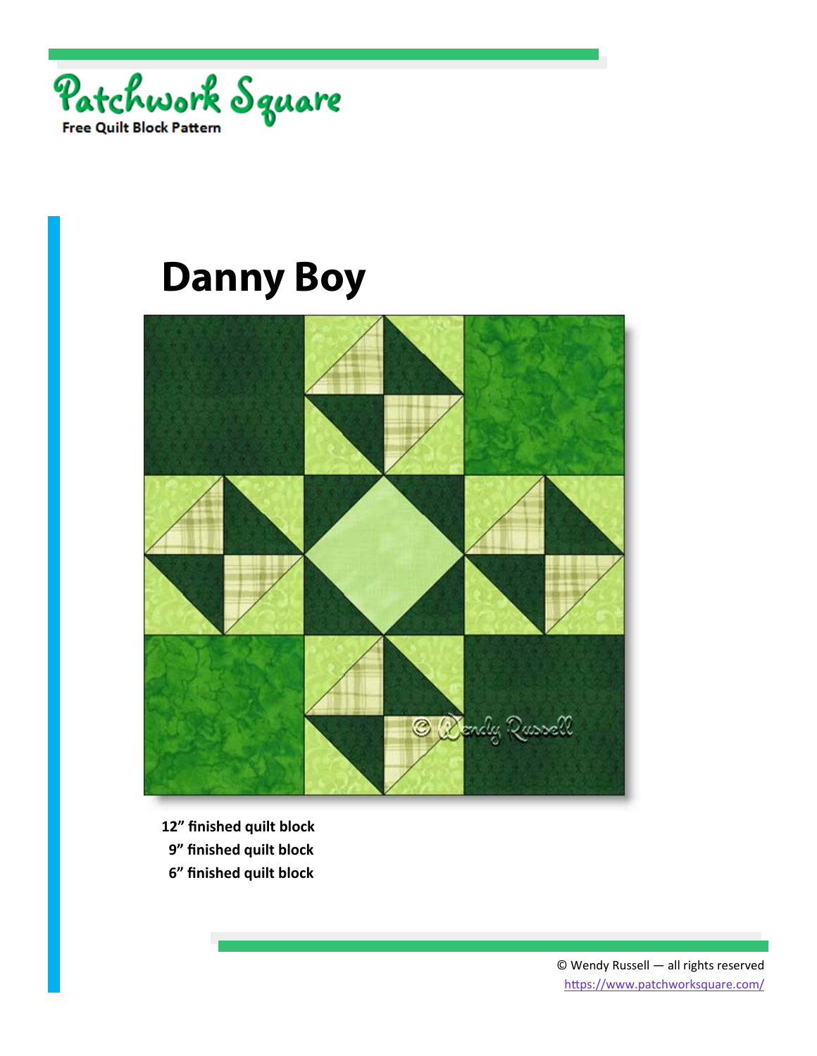Patchwork Square

Free Quilt Block Pattern

# Danny Boy

**12" finished quilt block**
**9" finished quilt block**
**6" finished quilt block**

© Wendy Russell — all rights reserved
https://www.patchworksquare.com/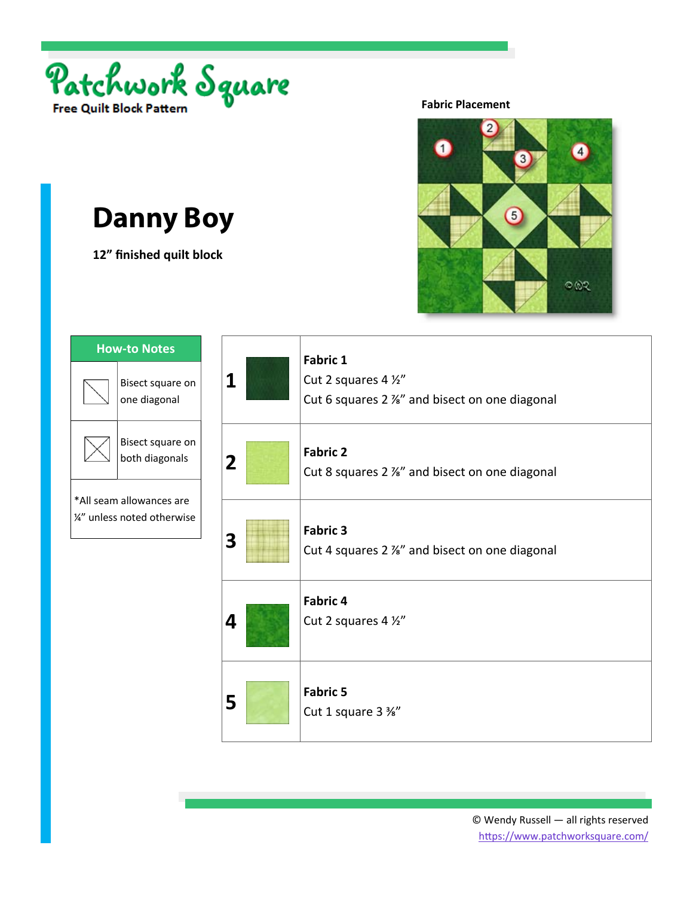Patchwork Square

**Free Quilt Block Pattern**

**Fabric Placement**

# Danny Boy

**12" finished quilt block**

| How-to Notes | |
|---|---|
| | Bisect square on one diagonal |
| | Bisect square on both diagonals |
| *All seam allowances are ¼" unless noted otherwise | |

| | |
|---|---|
| **1** | **Fabric 1**<br>Cut 2 squares 4 ½"<br>Cut 6 squares 2 ⅞" and bisect on one diagonal |
| **2** | **Fabric 2**<br>Cut 8 squares 2 ⅞" and bisect on one diagonal |
| **3** | **Fabric 3**<br>Cut 4 squares 2 ⅞" and bisect on one diagonal |
| **4** | **Fabric 4**<br>Cut 2 squares 4 ½" |
| **5** | **Fabric 5**<br>Cut 1 square 3 ⅜" |

© Wendy Russell — all rights reserved
https://www.patchworksquare.com/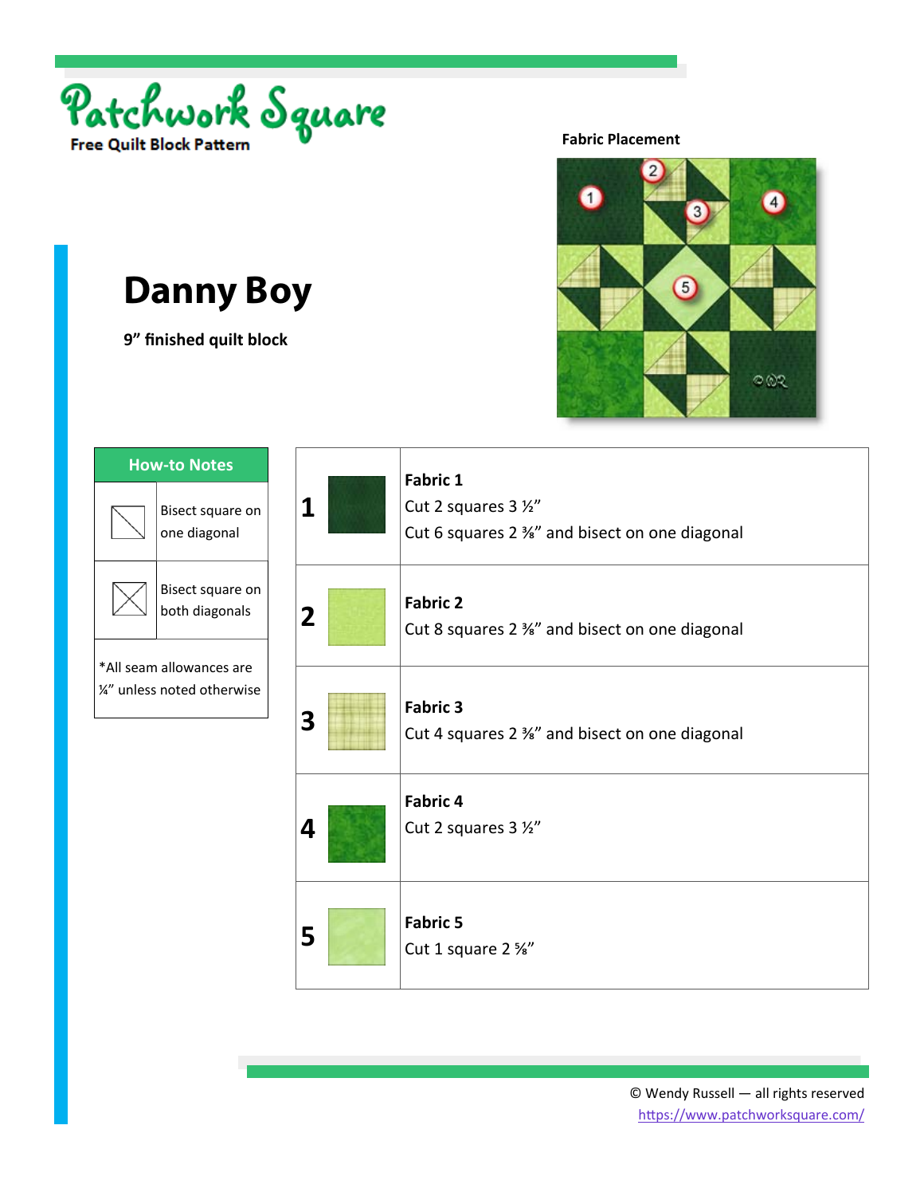Patchwork Square

**Free Quilt Block Pattern**

Fabric Placement

# Danny Boy

**9" finished quilt block**

| How-to Notes | |
|---|---|
| | Bisect square on one diagonal |
| | Bisect square on both diagonals |
| *All seam allowances are ¼" unless noted otherwise | |

| | | |
|---|---|---|
| **1** | | **Fabric 1**<br>Cut 2 squares 3 ½"<br>Cut 6 squares 2 ⅜" and bisect on one diagonal |
| **2** | | **Fabric 2**<br>Cut 8 squares 2 ⅜" and bisect on one diagonal |
| **3** | | **Fabric 3**<br>Cut 4 squares 2 ⅜" and bisect on one diagonal |
| **4** | | **Fabric 4**<br>Cut 2 squares 3 ½" |
| **5** | | **Fabric 5**<br>Cut 1 square 2 ⅝" |

© Wendy Russell — all rights reserved
https://www.patchworksquare.com/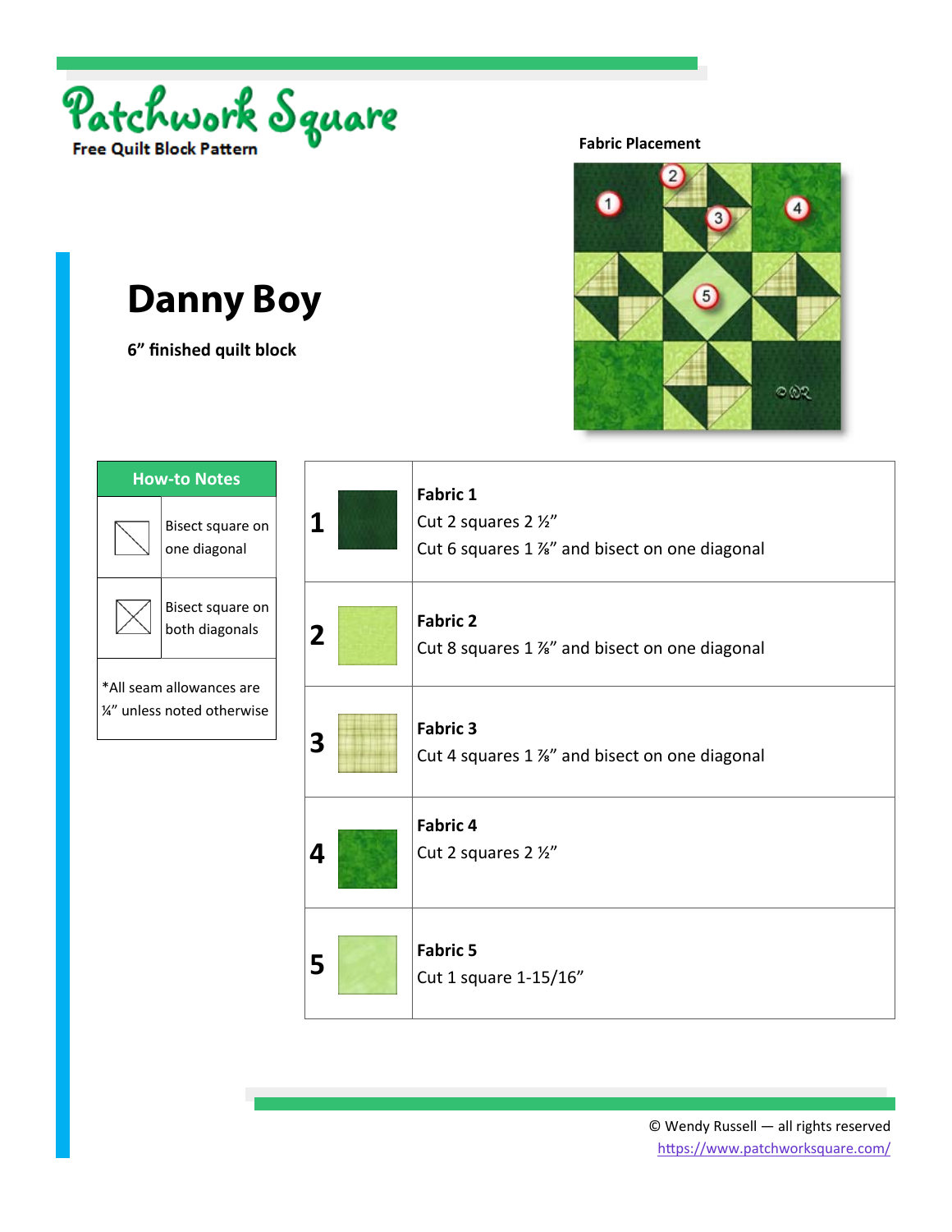# Patchwork Square

**Free Quilt Block Pattern**

**Fabric Placement**

# Danny Boy

**6" finished quilt block**

| How-to Notes | |
|---|---|
| | Bisect square on one diagonal |
| | Bisect square on both diagonals |
| *All seam allowances are ¼" unless noted otherwise | |

| | | |
|---|---|---|
| **1** | | **Fabric 1**<br>Cut 2 squares 2 ½"<br>Cut 6 squares 1 ⅞" and bisect on one diagonal |
| **2** | | **Fabric 2**<br>Cut 8 squares 1 ⅞" and bisect on one diagonal |
| **3** | | **Fabric 3**<br>Cut 4 squares 1 ⅞" and bisect on one diagonal |
| **4** | | **Fabric 4**<br>Cut 2 squares 2 ½" |
| **5** | | **Fabric 5**<br>Cut 1 square 1-15/16" |

© Wendy Russell — all rights reserved
https://www.patchworksquare.com/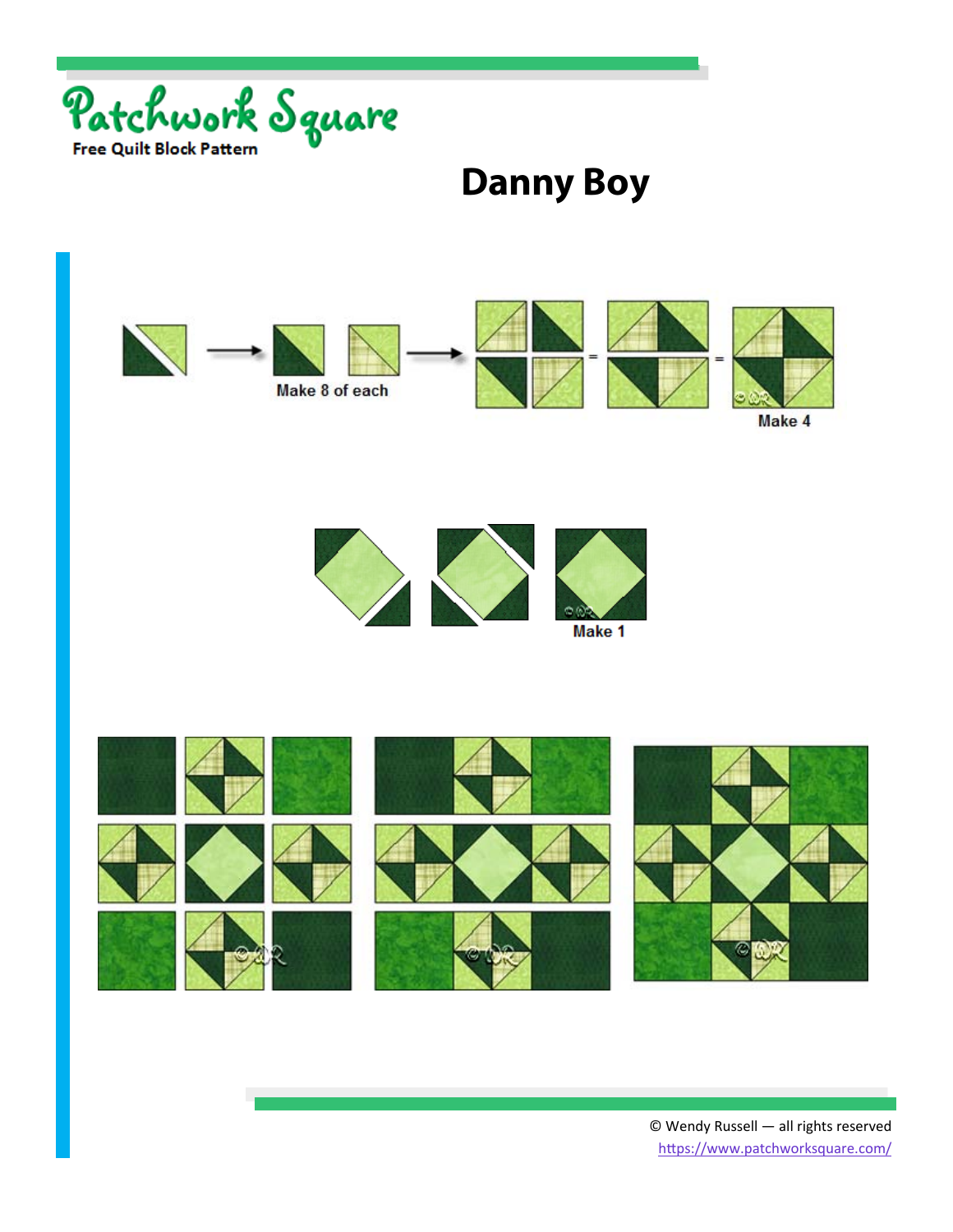Patchwork Square

Free Quilt Block Pattern

# Danny Boy

Make 8 of each

Make 4

Make 1

© Wendy Russell — all rights reserved

https://www.patchworksquare.com/